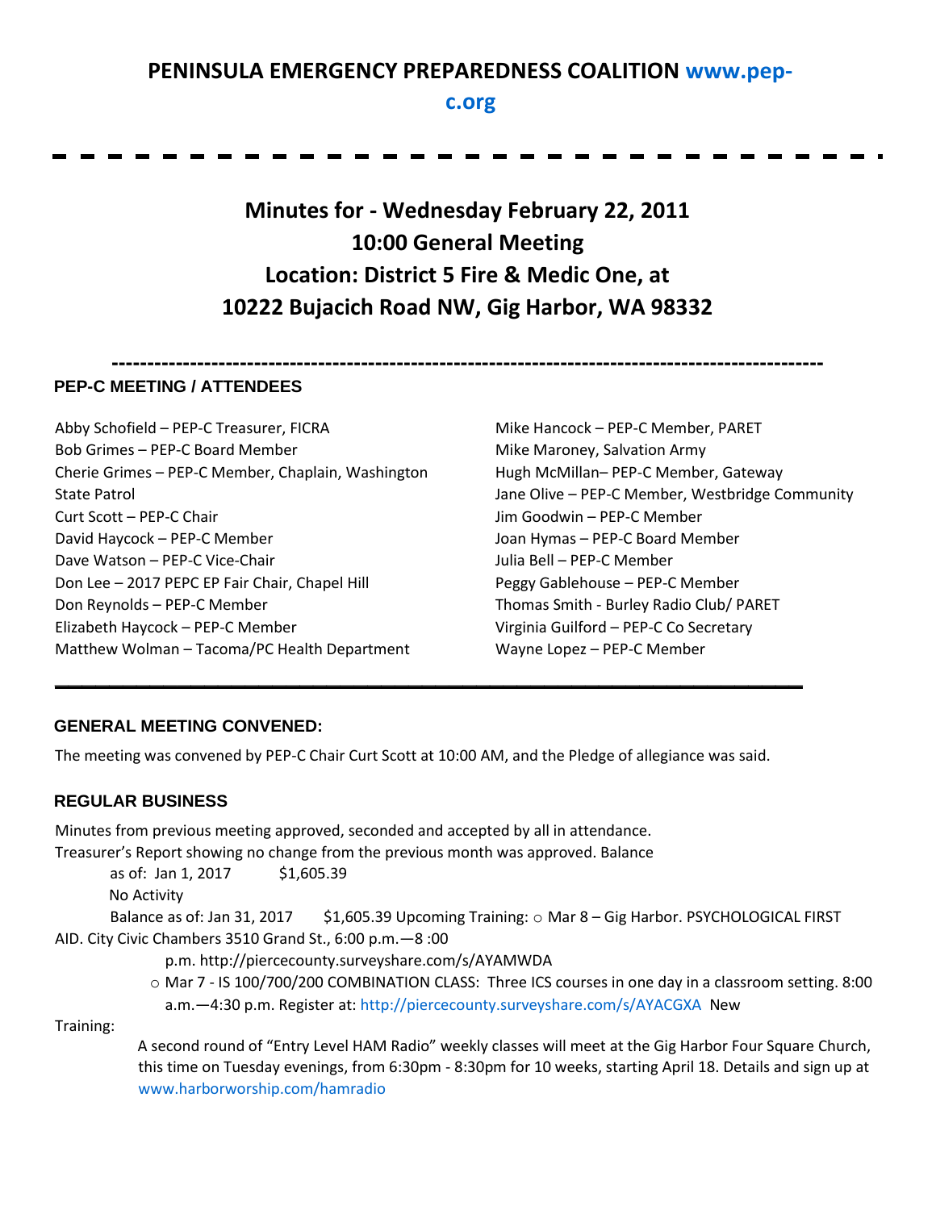# PENINSULA EMERGENCY PREPAREDNESS COALITION www.pep-c.org

## Minutes for - Wednesday February 22, 2011
## 10:00 General Meeting
## Location: District 5 Fire & Medic One, at 10222 Bujacich Road NW, Gig Harbor, WA 98332

---

### PEP-C MEETING / ATTENDEES

Abby Schofield – PEP-C Treasurer, FICRA
Bob Grimes – PEP-C Board Member
Cherie Grimes – PEP-C Member, Chaplain, Washington State Patrol
Curt Scott – PEP-C Chair
David Haycock – PEP-C Member
Dave Watson – PEP-C Vice-Chair
Don Lee – 2017 PEPC EP Fair Chair, Chapel Hill
Don Reynolds – PEP-C Member
Elizabeth Haycock – PEP-C Member
Matthew Wolman – Tacoma/PC Health Department
Mike Hancock – PEP-C Member, PARET
Mike Maroney, Salvation Army
Hugh McMillan– PEP-C Member, Gateway
Jane Olive – PEP-C Member, Westbridge Community
Jim Goodwin – PEP-C Member
Joan Hymas – PEP-C Board Member
Julia Bell – PEP-C Member
Peggy Gablehouse – PEP-C Member
Thomas Smith - Burley Radio Club/ PARET
Virginia Guilford – PEP-C Co Secretary
Wayne Lopez – PEP-C Member

---

### GENERAL MEETING CONVENED:

The meeting was convened by PEP-C Chair Curt Scott at 10:00 AM, and the Pledge of allegiance was said.

### REGULAR BUSINESS

Minutes from previous meeting approved, seconded and accepted by all in attendance.
Treasurer's Report showing no change from the previous month was approved. Balance as of: Jan 1, 2017 $1,605.39

No Activity

Balance as of: Jan 31, 2017 $1,605.39

Upcoming Training:

- Mar 8 – Gig Harbor. PSYCHOLOGICAL FIRST AID. City Civic Chambers 3510 Grand St., 6:00 p.m.—8 :00 p.m. http://piercecounty.surveyshare.com/s/AYAMWDA
- Mar 7 - IS 100/700/200 COMBINATION CLASS: Three ICS courses in one day in a classroom setting. 8:00 a.m.—4:30 p.m. Register at: http://piercecounty.surveyshare.com/s/AYACGXA

New Training:

A second round of "Entry Level HAM Radio" weekly classes will meet at the Gig Harbor Four Square Church, this time on Tuesday evenings, from 6:30pm - 8:30pm for 10 weeks, starting April 18. Details and sign up at www.harborworship.com/hamradio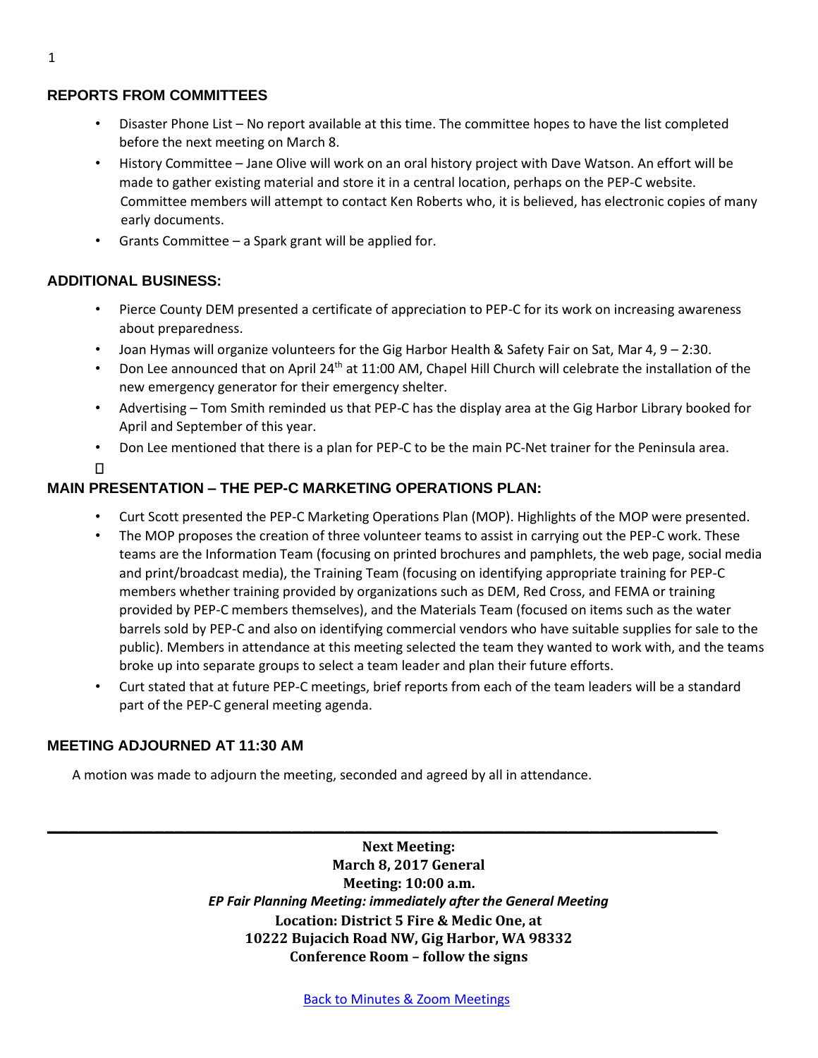## REPORTS FROM COMMITTEES

- Disaster Phone List – No report available at this time. The committee hopes to have the list completed before the next meeting on March 8.
- History Committee – Jane Olive will work on an oral history project with Dave Watson. An effort will be made to gather existing material and store it in a central location, perhaps on the PEP-C website. Committee members will attempt to contact Ken Roberts who, it is believed, has electronic copies of many early documents.
- Grants Committee – a Spark grant will be applied for.

## ADDITIONAL BUSINESS:

- Pierce County DEM presented a certificate of appreciation to PEP-C for its work on increasing awareness about preparedness.
- Joan Hymas will organize volunteers for the Gig Harbor Health & Safety Fair on Sat, Mar 4, 9 – 2:30.
- Don Lee announced that on April 24th at 11:00 AM, Chapel Hill Church will celebrate the installation of the new emergency generator for their emergency shelter.
- Advertising – Tom Smith reminded us that PEP-C has the display area at the Gig Harbor Library booked for April and September of this year.
- Don Lee mentioned that there is a plan for PEP-C to be the main PC-Net trainer for the Peninsula area.

## MAIN PRESENTATION – THE PEP-C MARKETING OPERATIONS PLAN:

- Curt Scott presented the PEP-C Marketing Operations Plan (MOP). Highlights of the MOP were presented.
- The MOP proposes the creation of three volunteer teams to assist in carrying out the PEP-C work. These teams are the Information Team (focusing on printed brochures and pamphlets, the web page, social media and print/broadcast media), the Training Team (focusing on identifying appropriate training for PEP-C members whether training provided by organizations such as DEM, Red Cross, and FEMA or training provided by PEP-C members themselves), and the Materials Team (focused on items such as the water barrels sold by PEP-C and also on identifying commercial vendors who have suitable supplies for sale to the public). Members in attendance at this meeting selected the team they wanted to work with, and the teams broke up into separate groups to select a team leader and plan their future efforts.
- Curt stated that at future PEP-C meetings, brief reports from each of the team leaders will be a standard part of the PEP-C general meeting agenda.

## MEETING ADJOURNED AT 11:30 AM

A motion was made to adjourn the meeting, seconded and agreed by all in attendance.

---

**Next Meeting:**
**March 8, 2017 General**
**Meeting: 10:00 a.m.**
*EP Fair Planning Meeting: immediately after the General Meeting*
**Location: District 5 Fire & Medic One, at**
**10222 Bujacich Road NW, Gig Harbor, WA 98332**
**Conference Room – follow the signs**

Back to Minutes & Zoom Meetings